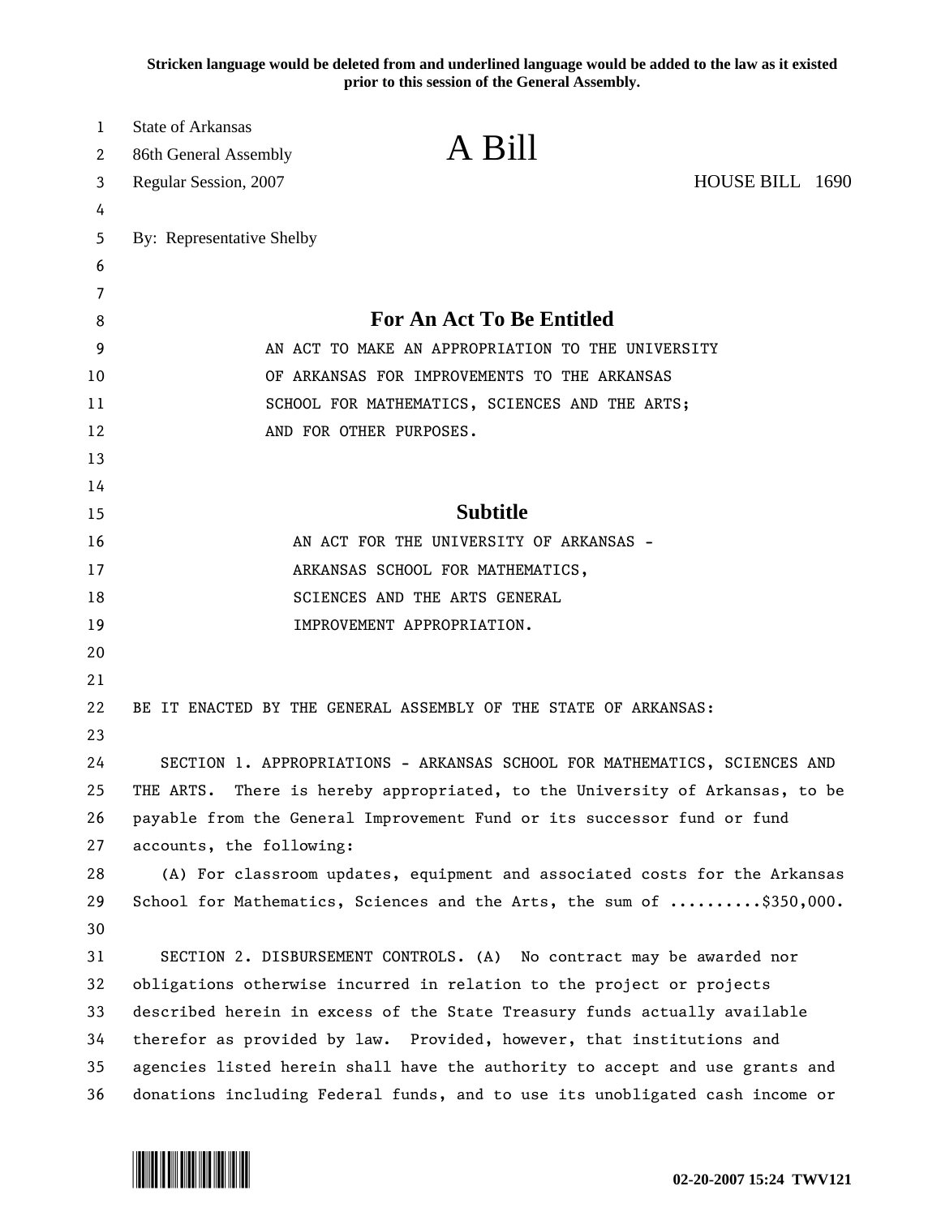**Stricken language would be deleted from and underlined language would be added to the law as it existed prior to this session of the General Assembly.**

State of Arkansas
86th General Assembly
Regular Session, 2007

# A Bill

HOUSE BILL 1690

By: Representative Shelby

## For An Act To Be Entitled

AN ACT TO MAKE AN APPROPRIATION TO THE UNIVERSITY OF ARKANSAS FOR IMPROVEMENTS TO THE ARKANSAS SCHOOL FOR MATHEMATICS, SCIENCES AND THE ARTS; AND FOR OTHER PURPOSES.

## Subtitle

AN ACT FOR THE UNIVERSITY OF ARKANSAS - ARKANSAS SCHOOL FOR MATHEMATICS, SCIENCES AND THE ARTS GENERAL IMPROVEMENT APPROPRIATION.

BE IT ENACTED BY THE GENERAL ASSEMBLY OF THE STATE OF ARKANSAS:

SECTION 1. APPROPRIATIONS - ARKANSAS SCHOOL FOR MATHEMATICS, SCIENCES AND THE ARTS. There is hereby appropriated, to the University of Arkansas, to be payable from the General Improvement Fund or its successor fund or fund accounts, the following:

(A) For classroom updates, equipment and associated costs for the Arkansas School for Mathematics, Sciences and the Arts, the sum of ..........$350,000.

SECTION 2. DISBURSEMENT CONTROLS. (A) No contract may be awarded nor obligations otherwise incurred in relation to the project or projects described herein in excess of the State Treasury funds actually available therefor as provided by law. Provided, however, that institutions and agencies listed herein shall have the authority to accept and use grants and donations including Federal funds, and to use its unobligated cash income or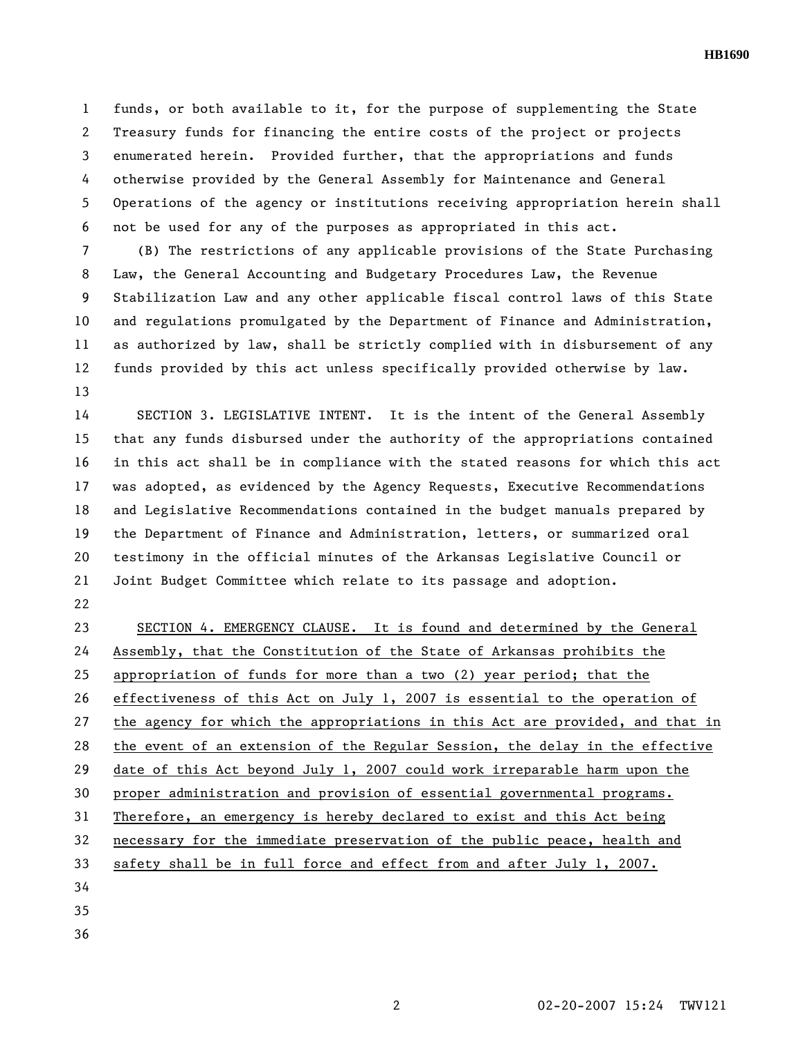funds, or both available to it, for the purpose of supplementing the State Treasury funds for financing the entire costs of the project or projects enumerated herein. Provided further, that the appropriations and funds otherwise provided by the General Assembly for Maintenance and General Operations of the agency or institutions receiving appropriation herein shall not be used for any of the purposes as appropriated in this act.

(B) The restrictions of any applicable provisions of the State Purchasing Law, the General Accounting and Budgetary Procedures Law, the Revenue Stabilization Law and any other applicable fiscal control laws of this State and regulations promulgated by the Department of Finance and Administration, as authorized by law, shall be strictly complied with in disbursement of any funds provided by this act unless specifically provided otherwise by law.

SECTION 3. LEGISLATIVE INTENT. It is the intent of the General Assembly that any funds disbursed under the authority of the appropriations contained in this act shall be in compliance with the stated reasons for which this act was adopted, as evidenced by the Agency Requests, Executive Recommendations and Legislative Recommendations contained in the budget manuals prepared by the Department of Finance and Administration, letters, or summarized oral testimony in the official minutes of the Arkansas Legislative Council or Joint Budget Committee which relate to its passage and adoption.

SECTION 4. EMERGENCY CLAUSE. It is found and determined by the General Assembly, that the Constitution of the State of Arkansas prohibits the appropriation of funds for more than a two (2) year period; that the effectiveness of this Act on July 1, 2007 is essential to the operation of the agency for which the appropriations in this Act are provided, and that in the event of an extension of the Regular Session, the delay in the effective date of this Act beyond July 1, 2007 could work irreparable harm upon the proper administration and provision of essential governmental programs. Therefore, an emergency is hereby declared to exist and this Act being necessary for the immediate preservation of the public peace, health and safety shall be in full force and effect from and after July 1, 2007.